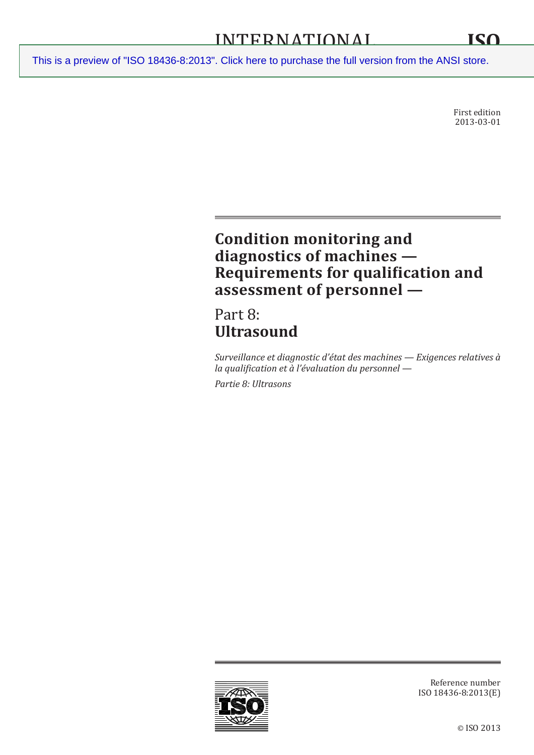INTERNATIONAL STANDARD

ISO 18436-8

First edition
2013-03-01

# Condition monitoring and diagnostics of machines — Requirements for qualification and assessment of personnel —

## Part 8: **Ultrasound**

*Surveillance et diagnostic d'état des machines — Exigences relatives à la qualification et à l'évaluation du personnel —*

*Partie 8: Ultrasons*

Reference number
ISO 18436-8:2013(E)

© ISO 2013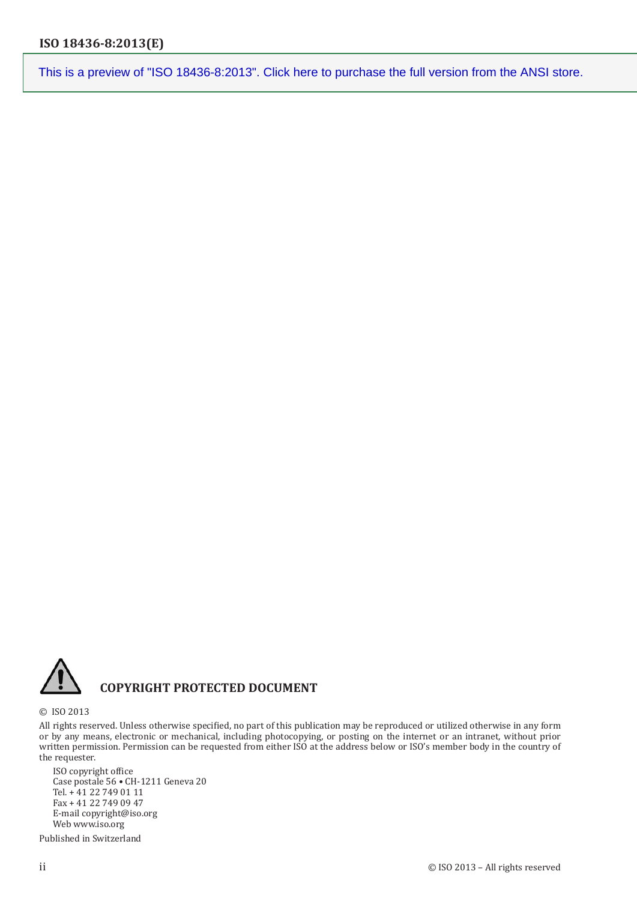This is a preview of "ISO 18436-8:2013". Click here to purchase the full version from the ANSI store.

**COPYRIGHT PROTECTED DOCUMENT**

© ISO 2013

All rights reserved. Unless otherwise specified, no part of this publication may be reproduced or utilized otherwise in any form or by any means, electronic or mechanical, including photocopying, or posting on the internet or an intranet, without prior written permission. Permission can be requested from either ISO at the address below or ISO's member body in the country of the requester.

ISO copyright office
Case postale 56 • CH-1211 Geneva 20
Tel. + 41 22 749 01 11
Fax + 41 22 749 09 47
E-mail copyright@iso.org
Web www.iso.org

Published in Switzerland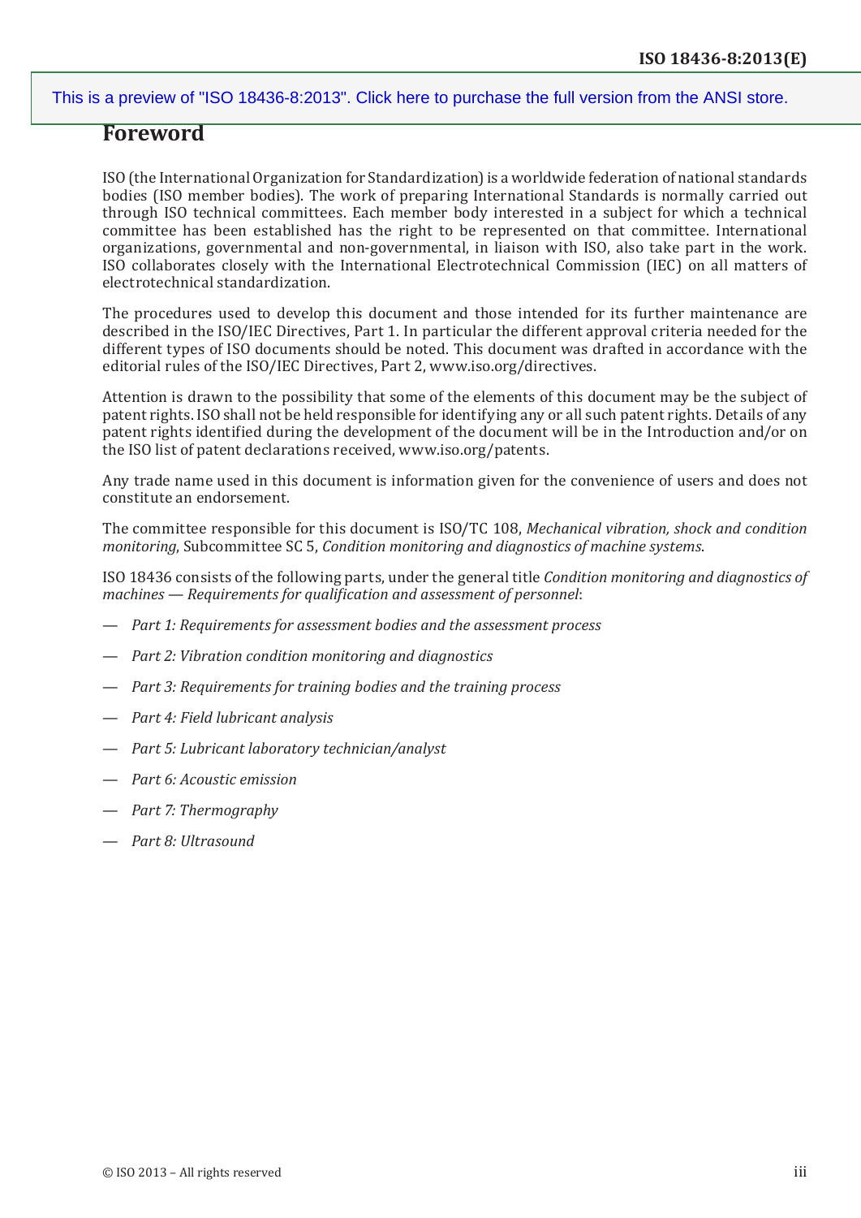This is a preview of "ISO 18436-8:2013". Click here to purchase the full version from the ANSI store.

# Foreword

ISO (the International Organization for Standardization) is a worldwide federation of national standards bodies (ISO member bodies). The work of preparing International Standards is normally carried out through ISO technical committees. Each member body interested in a subject for which a technical committee has been established has the right to be represented on that committee. International organizations, governmental and non-governmental, in liaison with ISO, also take part in the work. ISO collaborates closely with the International Electrotechnical Commission (IEC) on all matters of electrotechnical standardization.

The procedures used to develop this document and those intended for its further maintenance are described in the ISO/IEC Directives, Part 1. In particular the different approval criteria needed for the different types of ISO documents should be noted. This document was drafted in accordance with the editorial rules of the ISO/IEC Directives, Part 2, www.iso.org/directives.

Attention is drawn to the possibility that some of the elements of this document may be the subject of patent rights. ISO shall not be held responsible for identifying any or all such patent rights. Details of any patent rights identified during the development of the document will be in the Introduction and/or on the ISO list of patent declarations received, www.iso.org/patents.

Any trade name used in this document is information given for the convenience of users and does not constitute an endorsement.

The committee responsible for this document is ISO/TC 108, *Mechanical vibration, shock and condition monitoring*, Subcommittee SC 5, *Condition monitoring and diagnostics of machine systems*.

ISO 18436 consists of the following parts, under the general title *Condition monitoring and diagnostics of machines — Requirements for qualification and assessment of personnel*:

— *Part 1: Requirements for assessment bodies and the assessment process*

— *Part 2: Vibration condition monitoring and diagnostics*

— *Part 3: Requirements for training bodies and the training process*

— *Part 4: Field lubricant analysis*

— *Part 5: Lubricant laboratory technician/analyst*

— *Part 6: Acoustic emission*

— *Part 7: Thermography*

— *Part 8: Ultrasound*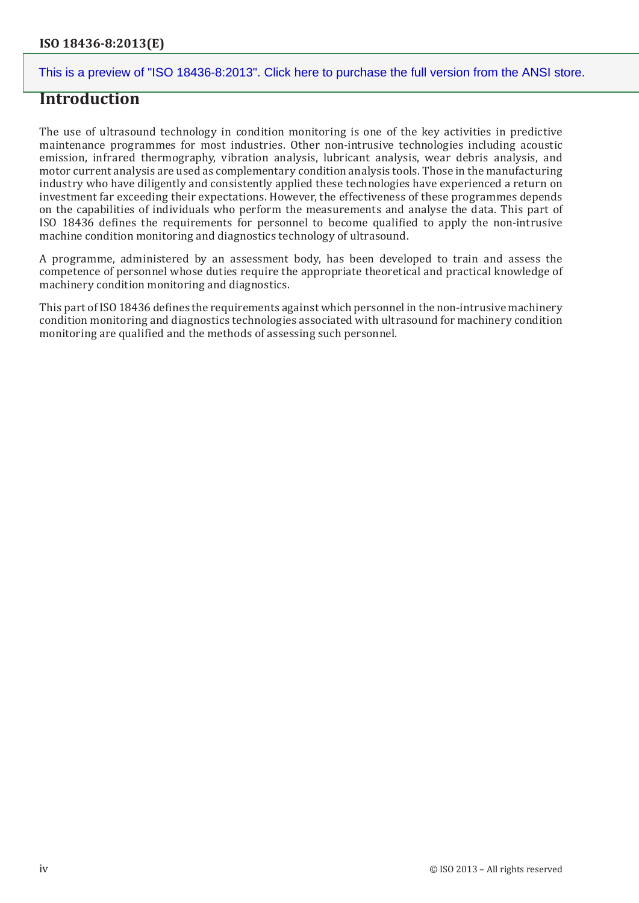# Introduction

The use of ultrasound technology in condition monitoring is one of the key activities in predictive maintenance programmes for most industries. Other non-intrusive technologies including acoustic emission, infrared thermography, vibration analysis, lubricant analysis, wear debris analysis, and motor current analysis are used as complementary condition analysis tools. Those in the manufacturing industry who have diligently and consistently applied these technologies have experienced a return on investment far exceeding their expectations. However, the effectiveness of these programmes depends on the capabilities of individuals who perform the measurements and analyse the data. This part of ISO 18436 defines the requirements for personnel to become qualified to apply the non-intrusive machine condition monitoring and diagnostics technology of ultrasound.

A programme, administered by an assessment body, has been developed to train and assess the competence of personnel whose duties require the appropriate theoretical and practical knowledge of machinery condition monitoring and diagnostics.

This part of ISO 18436 defines the requirements against which personnel in the non-intrusive machinery condition monitoring and diagnostics technologies associated with ultrasound for machinery condition monitoring are qualified and the methods of assessing such personnel.